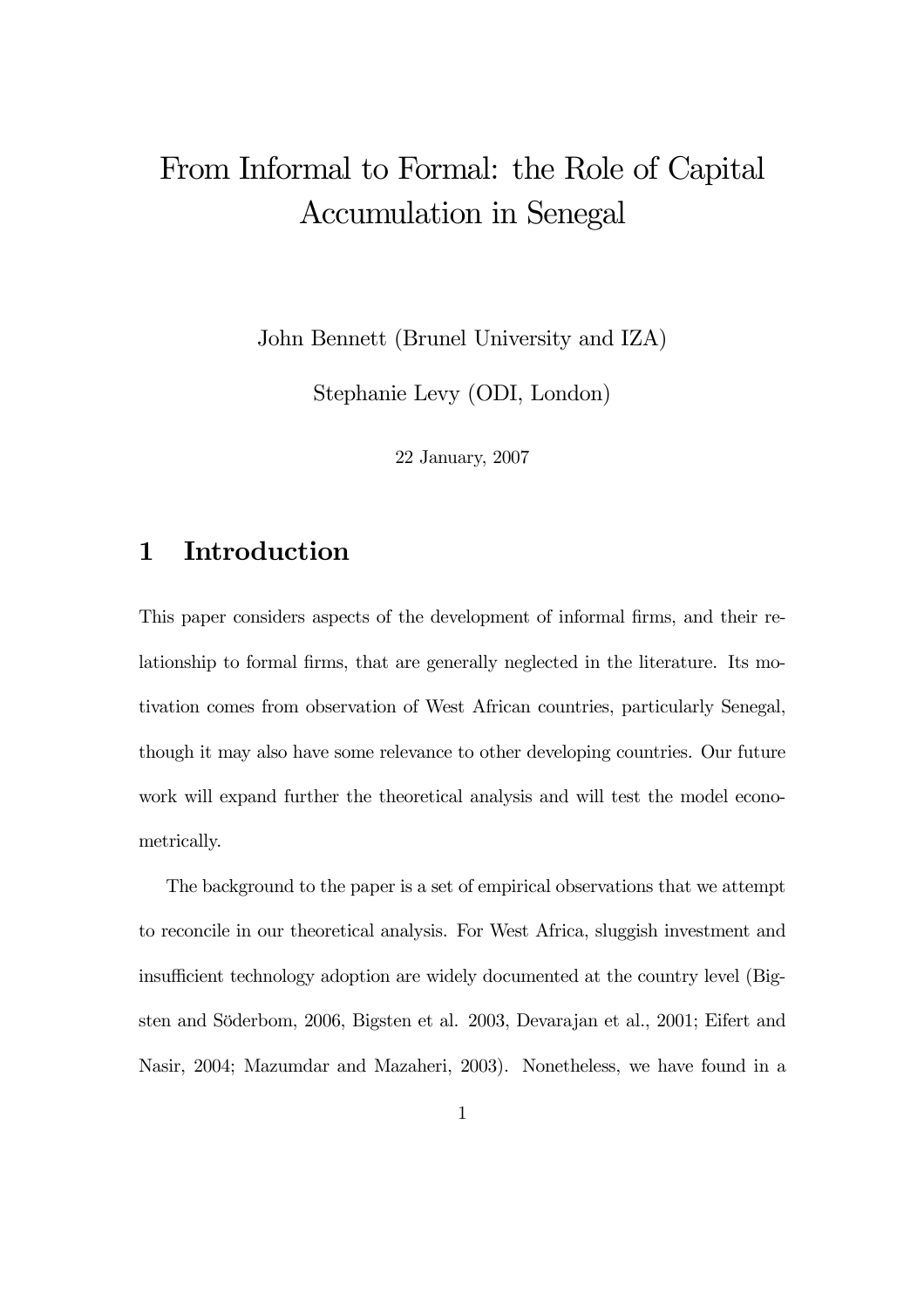# From Informal to Formal: the Role of Capital Accumulation in Senegal

John Bennett (Brunel University and IZA)

Stephanie Levy (ODI, London)

22 January, 2007

## 1 Introduction

This paper considers aspects of the development of informal firms, and their relationship to formal firms, that are generally neglected in the literature. Its motivation comes from observation of West African countries, particularly Senegal, though it may also have some relevance to other developing countries. Our future work will expand further the theoretical analysis and will test the model econometrically.

The background to the paper is a set of empirical observations that we attempt to reconcile in our theoretical analysis. For West Africa, sluggish investment and insufficient technology adoption are widely documented at the country level (Bigsten and Söderbom, 2006, Bigsten et al. 2003, Devarajan et al., 2001; Eifert and Nasir, 2004; Mazumdar and Mazaheri, 2003). Nonetheless, we have found in a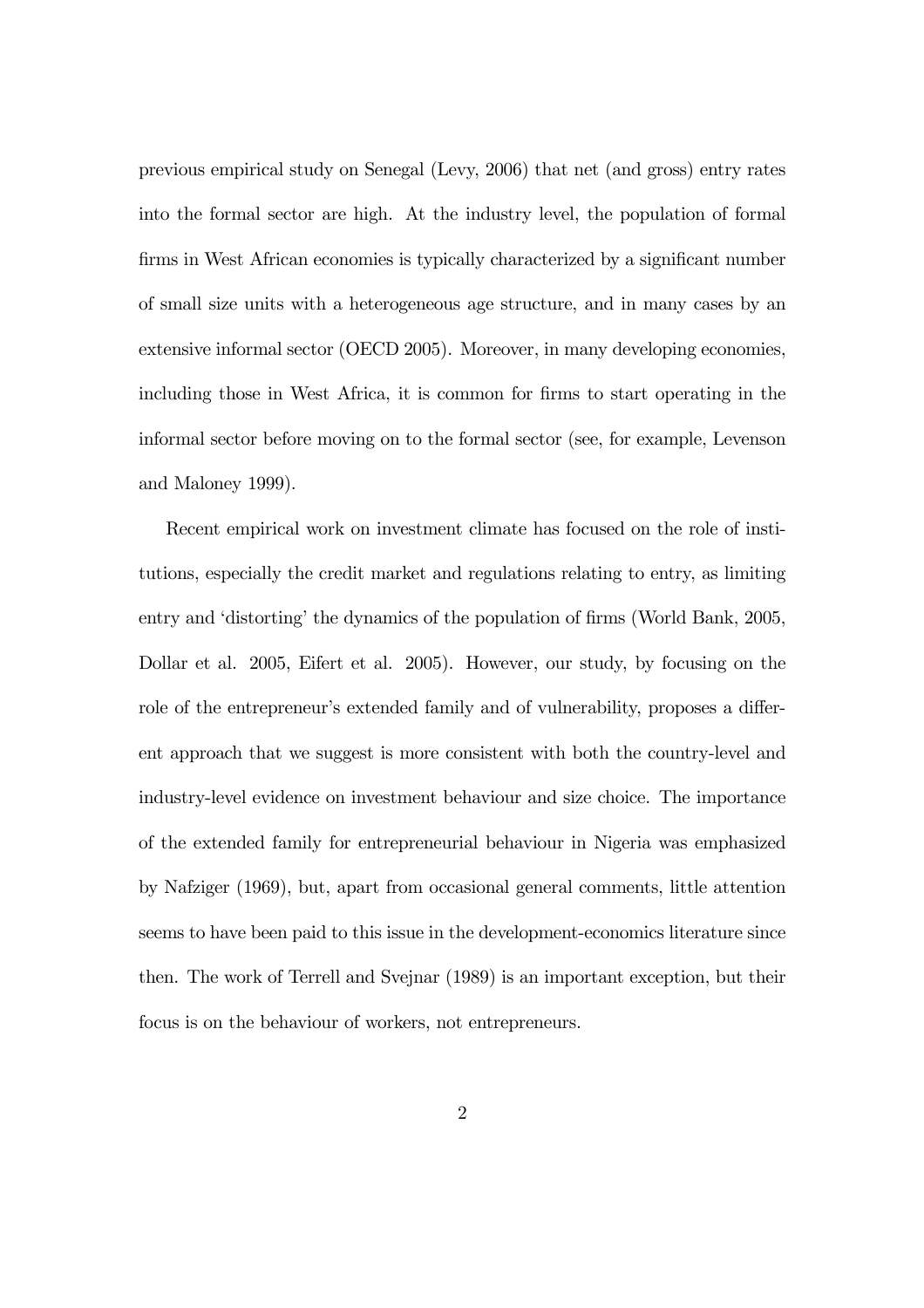previous empirical study on Senegal (Levy, 2006) that net (and gross) entry rates into the formal sector are high. At the industry level, the population of formal firms in West African economies is typically characterized by a significant number of small size units with a heterogeneous age structure, and in many cases by an extensive informal sector (OECD 2005). Moreover, in many developing economies, including those in West Africa, it is common for firms to start operating in the informal sector before moving on to the formal sector (see, for example, Levenson and Maloney 1999).

Recent empirical work on investment climate has focused on the role of institutions, especially the credit market and regulations relating to entry, as limiting entry and 'distorting' the dynamics of the population of firms (World Bank, 2005, Dollar et al. 2005, Eifert et al. 2005). However, our study, by focusing on the role of the entrepreneur's extended family and of vulnerability, proposes a different approach that we suggest is more consistent with both the country-level and industry-level evidence on investment behaviour and size choice. The importance of the extended family for entrepreneurial behaviour in Nigeria was emphasized by Nafziger (1969), but, apart from occasional general comments, little attention seems to have been paid to this issue in the development-economics literature since then. The work of Terrell and Svejnar (1989) is an important exception, but their focus is on the behaviour of workers, not entrepreneurs.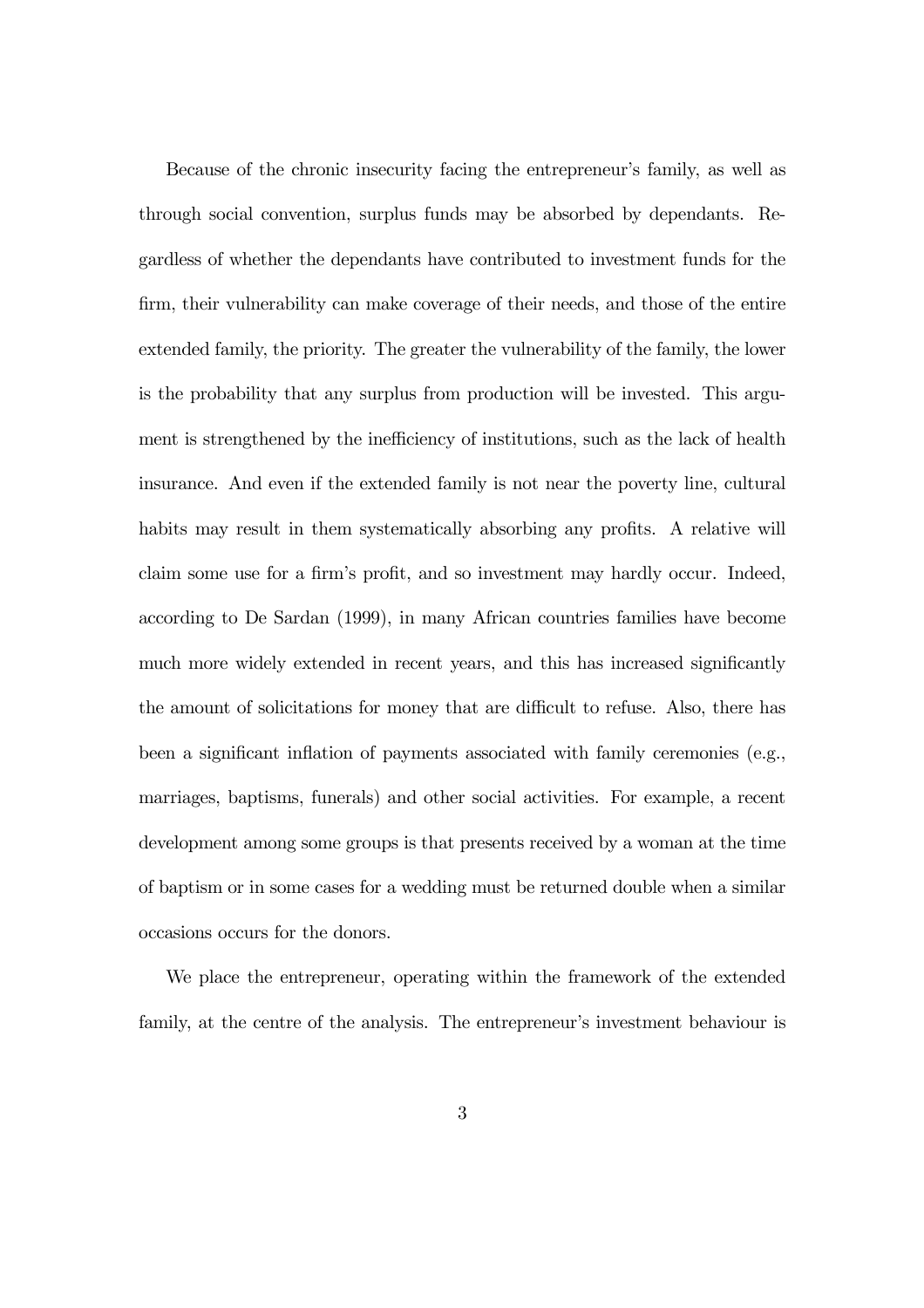Because of the chronic insecurity facing the entrepreneur's family, as well as through social convention, surplus funds may be absorbed by dependants. Regardless of whether the dependants have contributed to investment funds for the firm, their vulnerability can make coverage of their needs, and those of the entire extended family, the priority. The greater the vulnerability of the family, the lower is the probability that any surplus from production will be invested. This argument is strengthened by the inefficiency of institutions, such as the lack of health insurance. And even if the extended family is not near the poverty line, cultural habits may result in them systematically absorbing any profits. A relative will claim some use for a firm's profit, and so investment may hardly occur. Indeed, according to De Sardan (1999), in many African countries families have become much more widely extended in recent years, and this has increased significantly the amount of solicitations for money that are difficult to refuse. Also, there has been a significant inflation of payments associated with family ceremonies (e.g., marriages, baptisms, funerals) and other social activities. For example, a recent development among some groups is that presents received by a woman at the time of baptism or in some cases for a wedding must be returned double when a similar occasions occurs for the donors.

We place the entrepreneur, operating within the framework of the extended family, at the centre of the analysis. The entrepreneur's investment behaviour is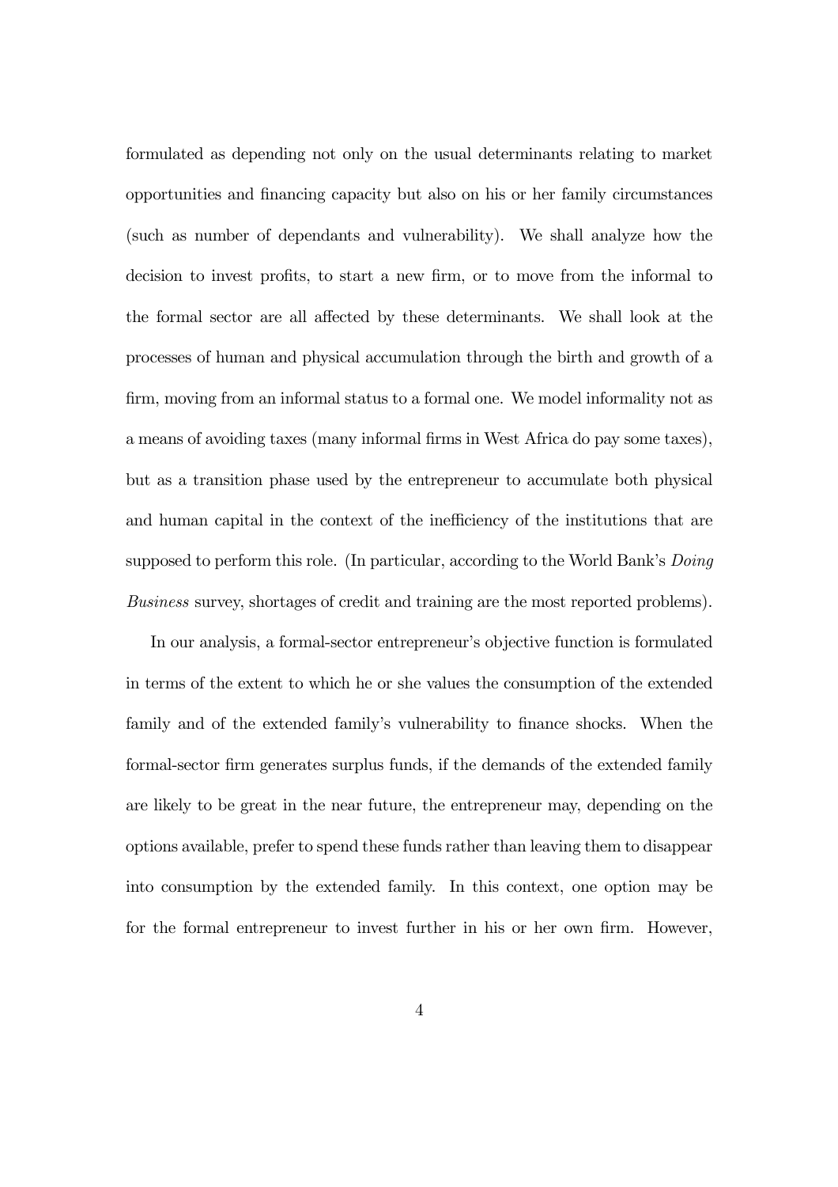formulated as depending not only on the usual determinants relating to market opportunities and financing capacity but also on his or her family circumstances (such as number of dependants and vulnerability). We shall analyze how the decision to invest profits, to start a new firm, or to move from the informal to the formal sector are all affected by these determinants. We shall look at the processes of human and physical accumulation through the birth and growth of a firm, moving from an informal status to a formal one. We model informality not as a means of avoiding taxes (many informal firms in West Africa do pay some taxes), but as a transition phase used by the entrepreneur to accumulate both physical and human capital in the context of the inefficiency of the institutions that are supposed to perform this role. (In particular, according to the World Bank's *Doing Business* survey, shortages of credit and training are the most reported problems).

In our analysis, a formal-sector entrepreneur's objective function is formulated in terms of the extent to which he or she values the consumption of the extended family and of the extended family's vulnerability to finance shocks. When the formal-sector firm generates surplus funds, if the demands of the extended family are likely to be great in the near future, the entrepreneur may, depending on the options available, prefer to spend these funds rather than leaving them to disappear into consumption by the extended family. In this context, one option may be for the formal entrepreneur to invest further in his or her own firm. However,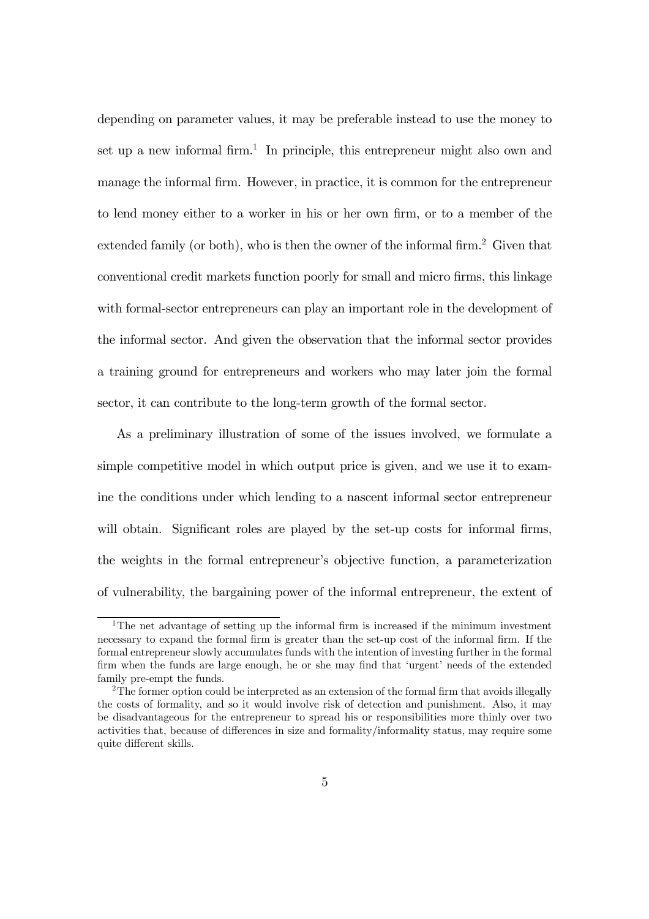depending on parameter values, it may be preferable instead to use the money to set up a new informal firm.[1] In principle, this entrepreneur might also own and manage the informal firm. However, in practice, it is common for the entrepreneur to lend money either to a worker in his or her own firm, or to a member of the extended family (or both), who is then the owner of the informal firm.[2] Given that conventional credit markets function poorly for small and micro firms, this linkage with formal-sector entrepreneurs can play an important role in the development of the informal sector. And given the observation that the informal sector provides a training ground for entrepreneurs and workers who may later join the formal sector, it can contribute to the long-term growth of the formal sector.

As a preliminary illustration of some of the issues involved, we formulate a simple competitive model in which output price is given, and we use it to examine the conditions under which lending to a nascent informal sector entrepreneur will obtain. Significant roles are played by the set-up costs for informal firms, the weights in the formal entrepreneur's objective function, a parameterization of vulnerability, the bargaining power of the informal entrepreneur, the extent of

---

[1] The net advantage of setting up the informal firm is increased if the minimum investment necessary to expand the formal firm is greater than the set-up cost of the informal firm. If the formal entrepreneur slowly accumulates funds with the intention of investing further in the formal firm when the funds are large enough, he or she may find that 'urgent' needs of the extended family pre-empt the funds.

[2] The former option could be interpreted as an extension of the formal firm that avoids illegally the costs of formality, and so it would involve risk of detection and punishment. Also, it may be disadvantageous for the entrepreneur to spread his or responsibilities more thinly over two activities that, because of differences in size and formality/informality status, may require some quite different skills.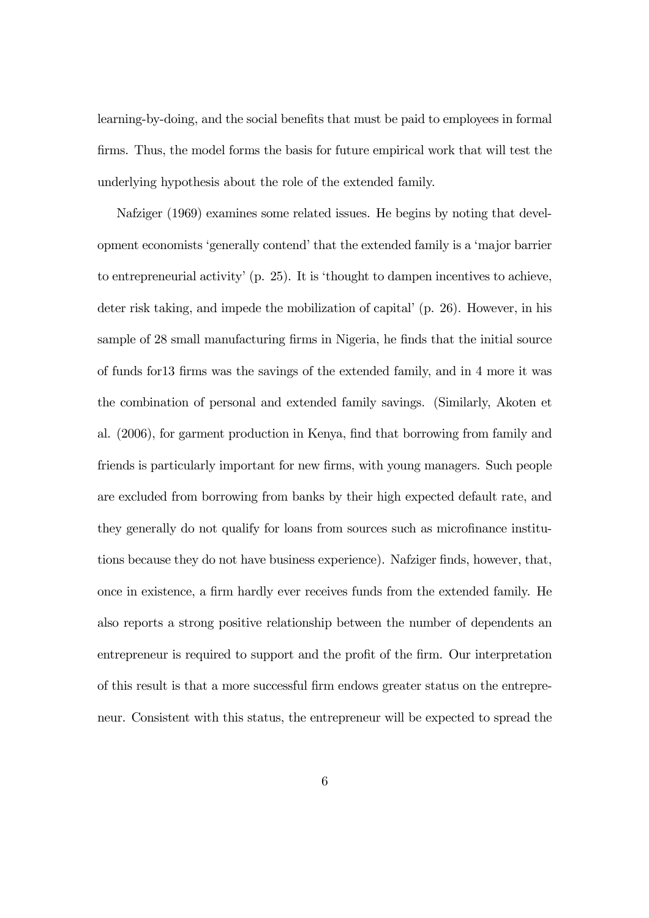learning-by-doing, and the social benefits that must be paid to employees in formal firms. Thus, the model forms the basis for future empirical work that will test the underlying hypothesis about the role of the extended family.

Nafziger (1969) examines some related issues. He begins by noting that development economists 'generally contend' that the extended family is a 'major barrier to entrepreneurial activity' (p. 25). It is 'thought to dampen incentives to achieve, deter risk taking, and impede the mobilization of capital' (p. 26). However, in his sample of 28 small manufacturing firms in Nigeria, he finds that the initial source of funds for13 firms was the savings of the extended family, and in 4 more it was the combination of personal and extended family savings. (Similarly, Akoten et al. (2006), for garment production in Kenya, find that borrowing from family and friends is particularly important for new firms, with young managers. Such people are excluded from borrowing from banks by their high expected default rate, and they generally do not qualify for loans from sources such as microfinance institutions because they do not have business experience). Nafziger finds, however, that, once in existence, a firm hardly ever receives funds from the extended family. He also reports a strong positive relationship between the number of dependents an entrepreneur is required to support and the profit of the firm. Our interpretation of this result is that a more successful firm endows greater status on the entrepreneur. Consistent with this status, the entrepreneur will be expected to spread the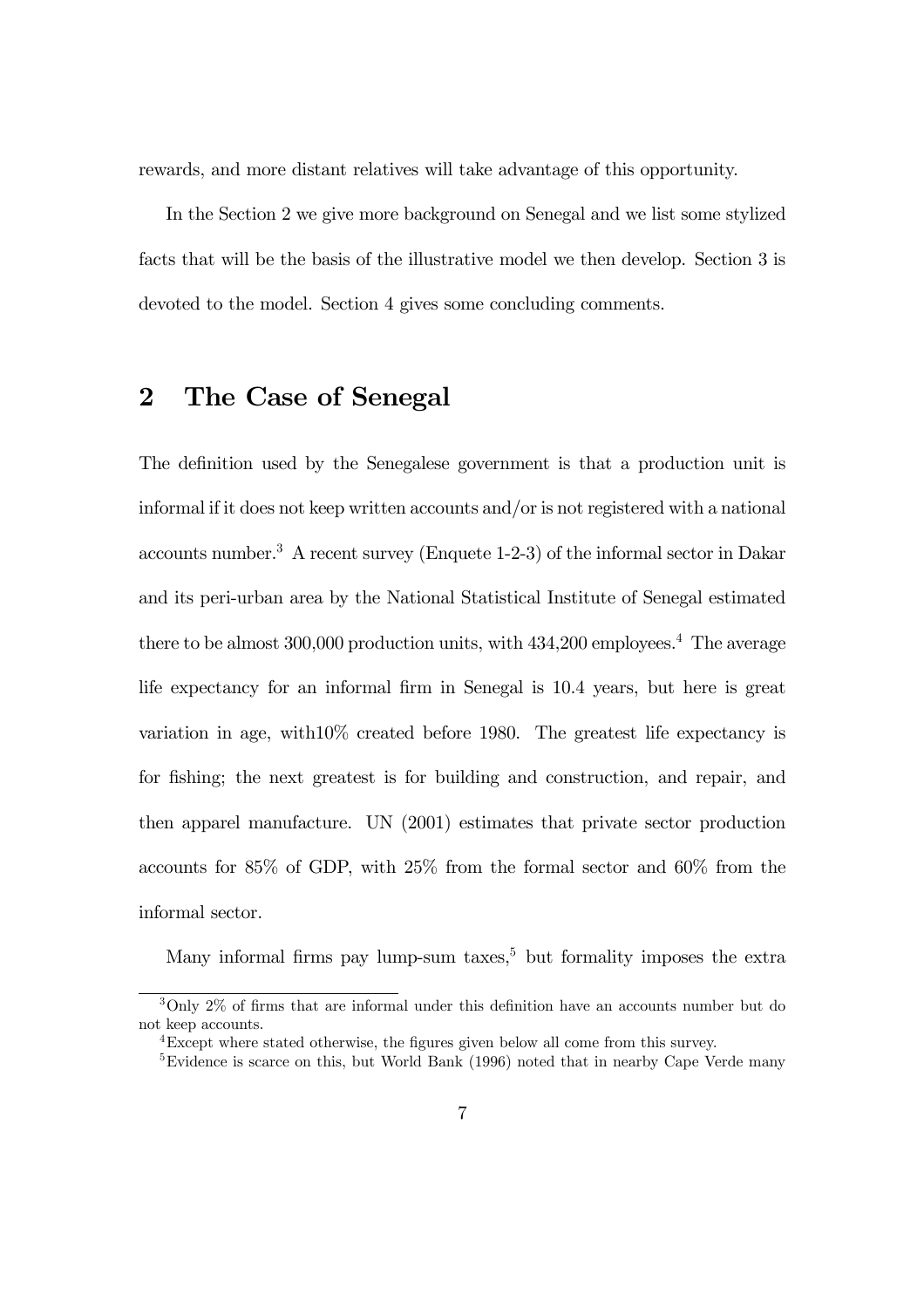rewards, and more distant relatives will take advantage of this opportunity.

In the Section 2 we give more background on Senegal and we list some stylized facts that will be the basis of the illustrative model we then develop. Section 3 is devoted to the model. Section 4 gives some concluding comments.

## 2 The Case of Senegal

The definition used by the Senegalese government is that a production unit is informal if it does not keep written accounts and/or is not registered with a national accounts number.[3] A recent survey (Enquete 1-2-3) of the informal sector in Dakar and its peri-urban area by the National Statistical Institute of Senegal estimated there to be almost 300,000 production units, with 434,200 employees.[4] The average life expectancy for an informal firm in Senegal is 10.4 years, but here is great variation in age, with10% created before 1980. The greatest life expectancy is for fishing; the next greatest is for building and construction, and repair, and then apparel manufacture. UN (2001) estimates that private sector production accounts for 85% of GDP, with 25% from the formal sector and 60% from the informal sector.

Many informal firms pay lump-sum taxes,[5] but formality imposes the extra

---

[3] Only 2% of firms that are informal under this definition have an accounts number but do not keep accounts.

[4] Except where stated otherwise, the figures given below all come from this survey.

[5] Evidence is scarce on this, but World Bank (1996) noted that in nearby Cape Verde many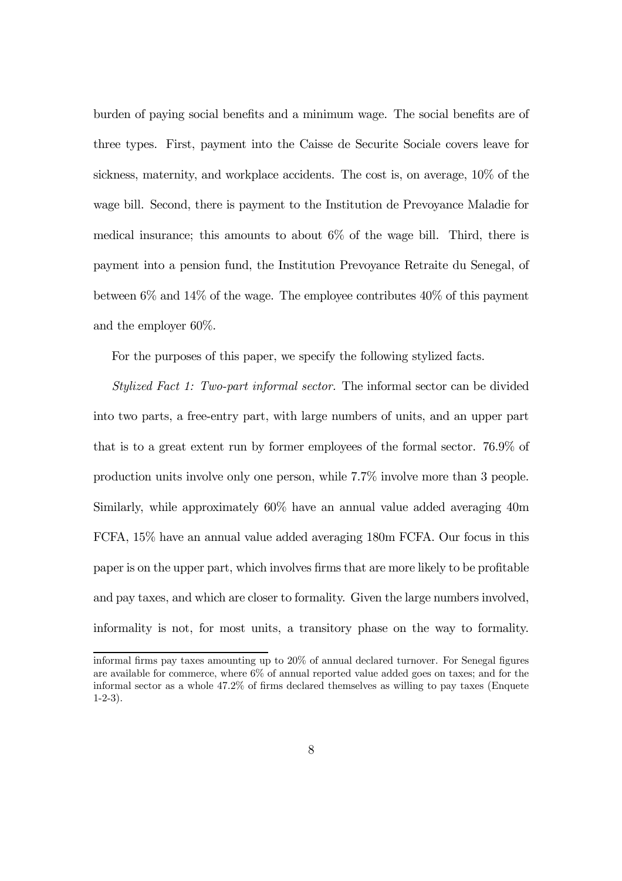burden of paying social benefits and a minimum wage. The social benefits are of three types. First, payment into the Caisse de Securite Sociale covers leave for sickness, maternity, and workplace accidents. The cost is, on average, 10% of the wage bill. Second, there is payment to the Institution de Prevoyance Maladie for medical insurance; this amounts to about 6% of the wage bill. Third, there is payment into a pension fund, the Institution Prevoyance Retraite du Senegal, of between 6% and 14% of the wage. The employee contributes 40% of this payment and the employer 60%.

For the purposes of this paper, we specify the following stylized facts.

*Stylized Fact 1: Two-part informal sector.* The informal sector can be divided into two parts, a free-entry part, with large numbers of units, and an upper part that is to a great extent run by former employees of the formal sector. 76.9% of production units involve only one person, while 7.7% involve more than 3 people. Similarly, while approximately 60% have an annual value added averaging 40m FCFA, 15% have an annual value added averaging 180m FCFA. Our focus in this paper is on the upper part, which involves firms that are more likely to be profitable and pay taxes, and which are closer to formality. Given the large numbers involved, informality is not, for most units, a transitory phase on the way to formality.

---

informal firms pay taxes amounting up to 20% of annual declared turnover. For Senegal figures are available for commerce, where 6% of annual reported value added goes on taxes; and for the informal sector as a whole 47.2% of firms declared themselves as willing to pay taxes (Enquete 1-2-3).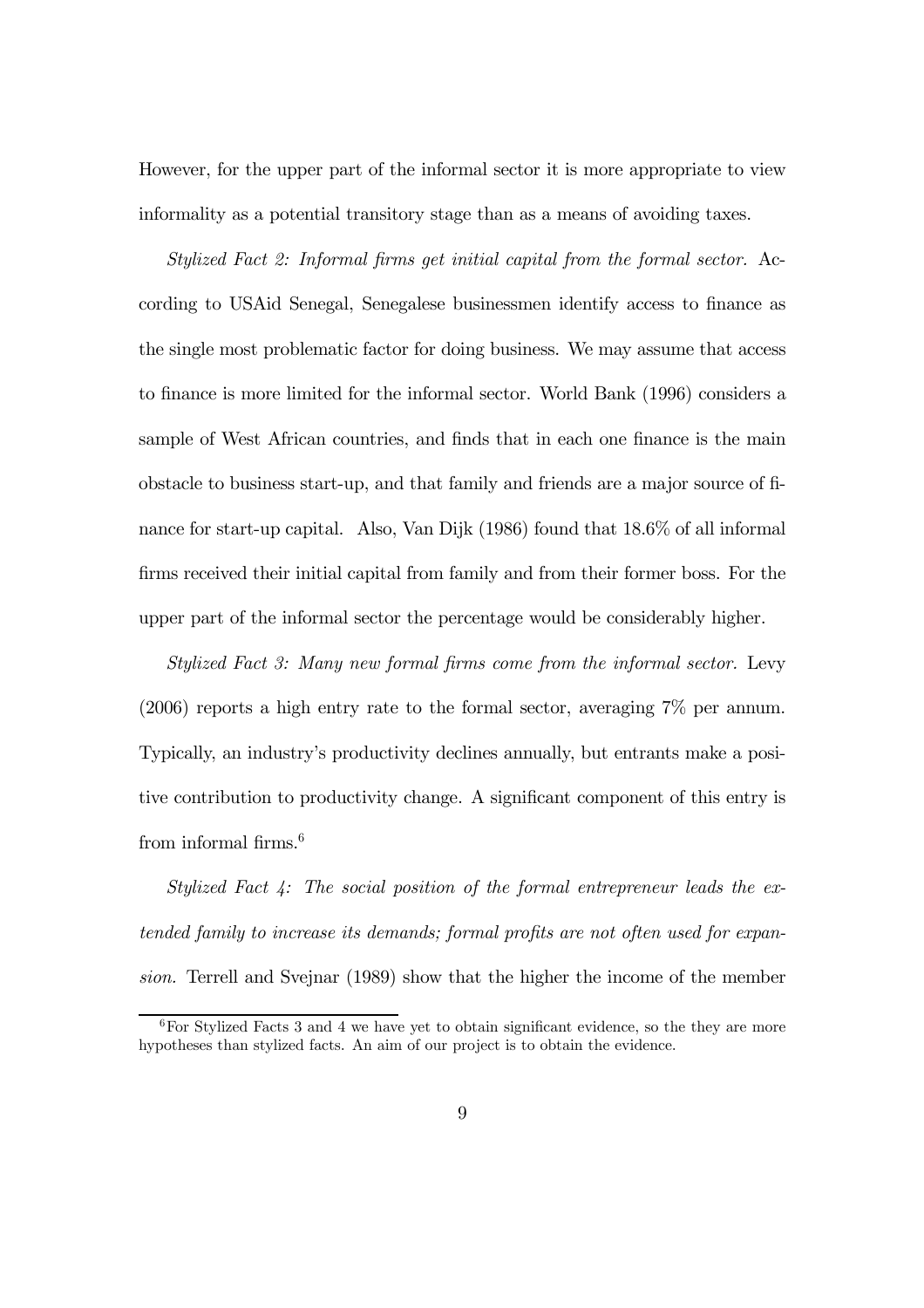However, for the upper part of the informal sector it is more appropriate to view informality as a potential transitory stage than as a means of avoiding taxes.

*Stylized Fact 2: Informal firms get initial capital from the formal sector.* According to USAid Senegal, Senegalese businessmen identify access to finance as the single most problematic factor for doing business. We may assume that access to finance is more limited for the informal sector. World Bank (1996) considers a sample of West African countries, and finds that in each one finance is the main obstacle to business start-up, and that family and friends are a major source of finance for start-up capital. Also, Van Dijk (1986) found that 18.6% of all informal firms received their initial capital from family and from their former boss. For the upper part of the informal sector the percentage would be considerably higher.

*Stylized Fact 3: Many new formal firms come from the informal sector.* Levy (2006) reports a high entry rate to the formal sector, averaging 7% per annum. Typically, an industry's productivity declines annually, but entrants make a positive contribution to productivity change. A significant component of this entry is from informal firms.[6]

*Stylized Fact 4: The social position of the formal entrepreneur leads the extended family to increase its demands; formal profits are not often used for expansion.* Terrell and Svejnar (1989) show that the higher the income of the member

[6]For Stylized Facts 3 and 4 we have yet to obtain significant evidence, so the they are more hypotheses than stylized facts. An aim of our project is to obtain the evidence.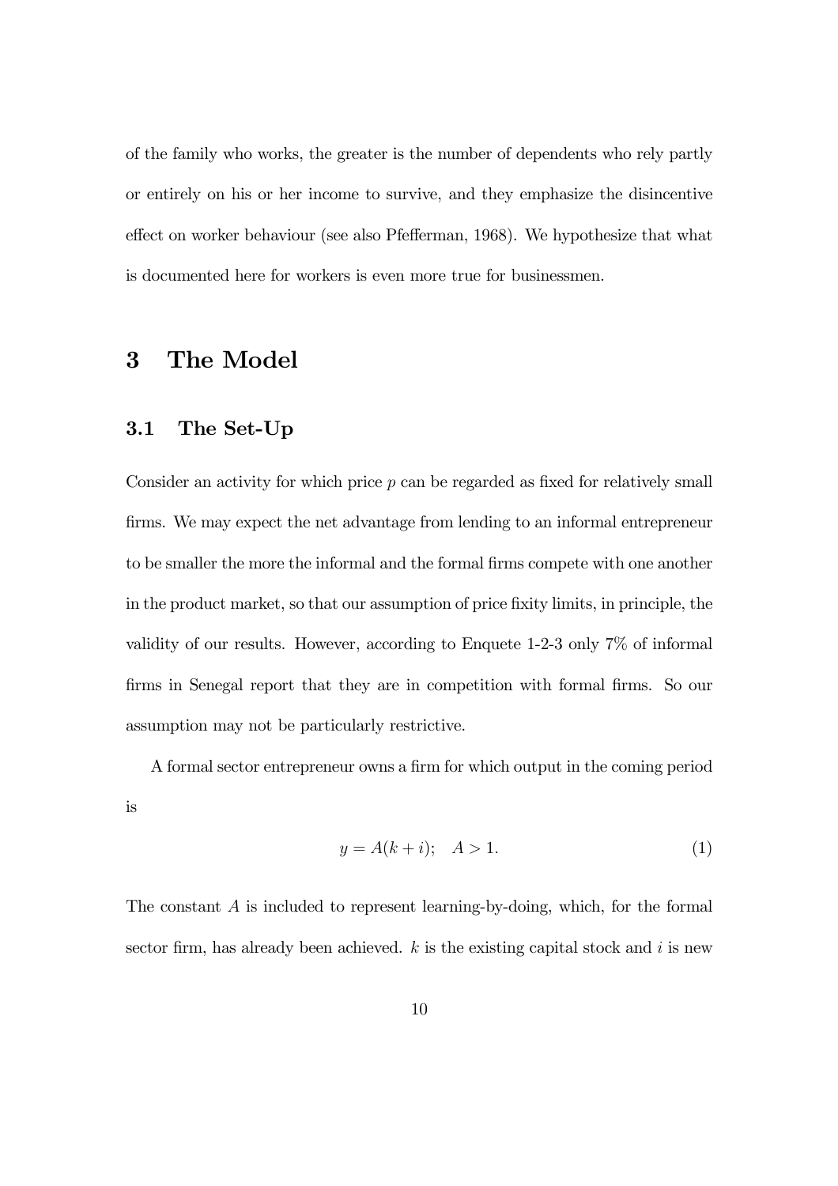of the family who works, the greater is the number of dependents who rely partly or entirely on his or her income to survive, and they emphasize the disincentive effect on worker behaviour (see also Pfefferman, 1968). We hypothesize that what is documented here for workers is even more true for businessmen.

# 3 The Model

## 3.1 The Set-Up

Consider an activity for which price $p$ can be regarded as fixed for relatively small firms. We may expect the net advantage from lending to an informal entrepreneur to be smaller the more the informal and the formal firms compete with one another in the product market, so that our assumption of price fixity limits, in principle, the validity of our results. However, according to Enquete 1-2-3 only 7% of informal firms in Senegal report that they are in competition with formal firms. So our assumption may not be particularly restrictive.

A formal sector entrepreneur owns a firm for which output in the coming period is

$$y = A(k + i); \quad A > 1. \tag{1}$$

The constant $A$ is included to represent learning-by-doing, which, for the formal sector firm, has already been achieved. $k$ is the existing capital stock and $i$ is new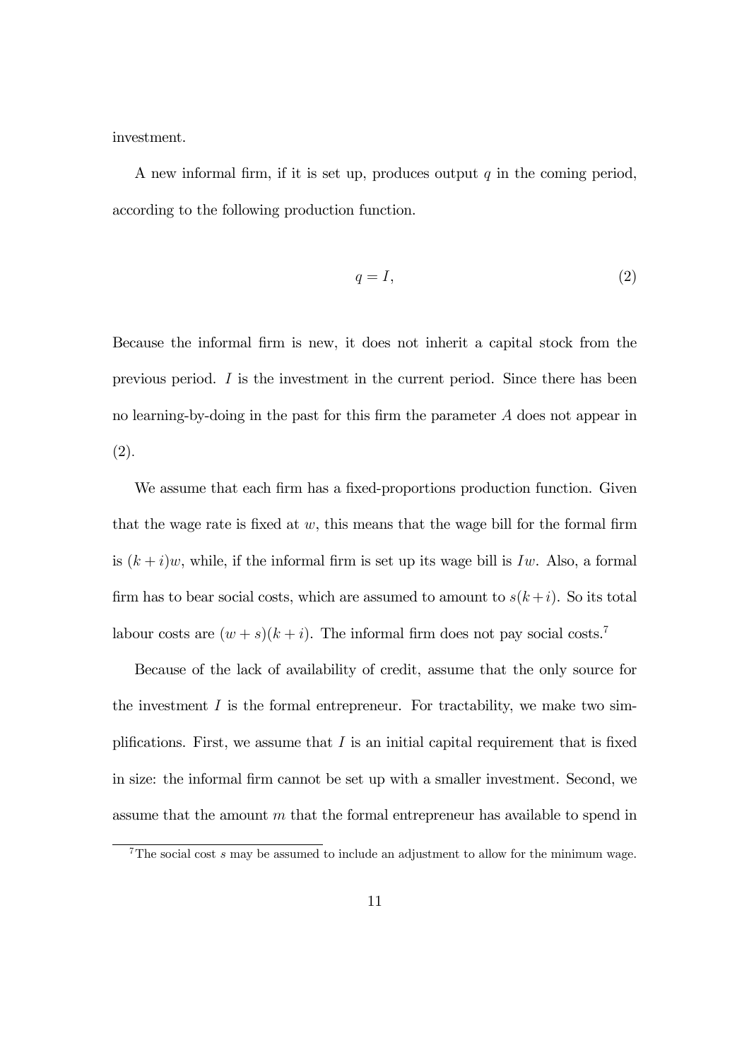investment.

A new informal firm, if it is set up, produces output $q$ in the coming period, according to the following production function.

$$q = I, \tag{2}$$

Because the informal firm is new, it does not inherit a capital stock from the previous period. $I$ is the investment in the current period. Since there has been no learning-by-doing in the past for this firm the parameter $A$ does not appear in (2).

We assume that each firm has a fixed-proportions production function. Given that the wage rate is fixed at $w$, this means that the wage bill for the formal firm is $(k + i)w$, while, if the informal firm is set up its wage bill is $Iw$. Also, a formal firm has to bear social costs, which are assumed to amount to $s(k+i)$. So its total labour costs are $(w + s)(k + i)$. The informal firm does not pay social costs.[7]

Because of the lack of availability of credit, assume that the only source for the investment $I$ is the formal entrepreneur. For tractability, we make two simplifications. First, we assume that $I$ is an initial capital requirement that is fixed in size: the informal firm cannot be set up with a smaller investment. Second, we assume that the amount $m$ that the formal entrepreneur has available to spend in

[7] The social cost $s$ may be assumed to include an adjustment to allow for the minimum wage.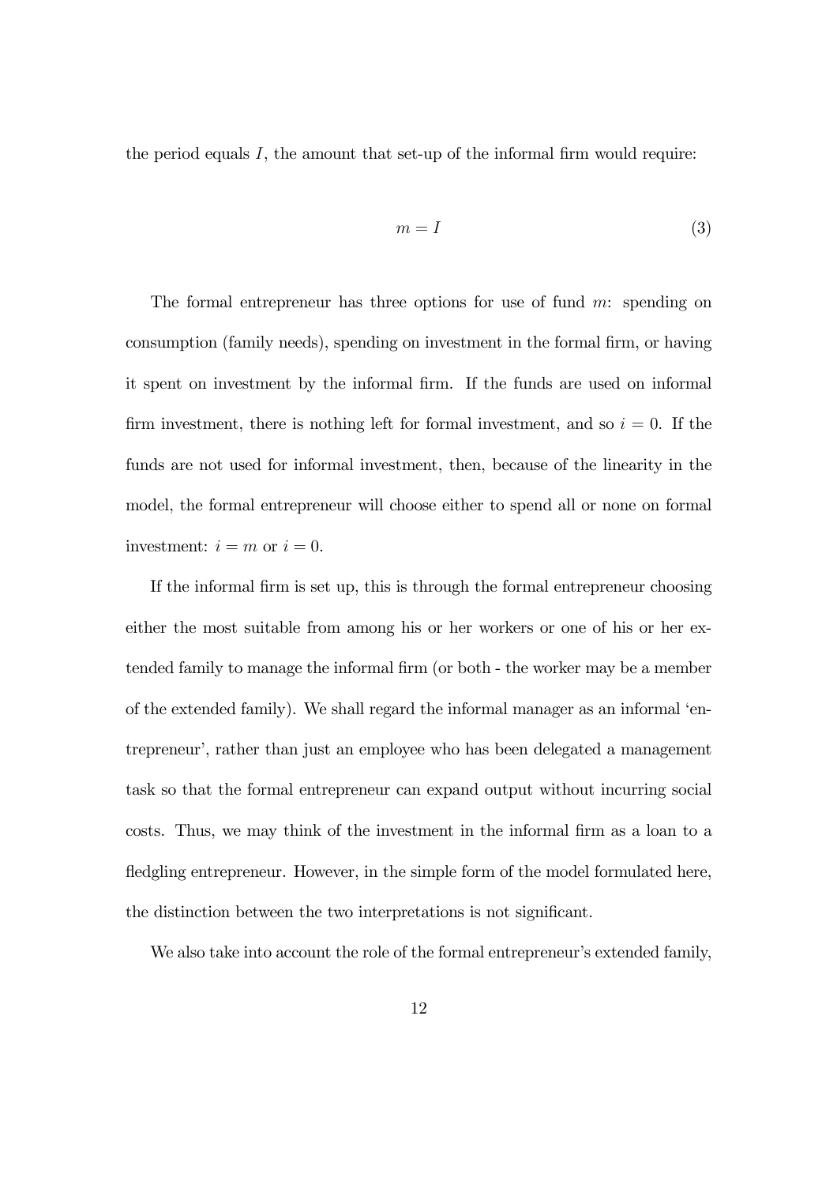the period equals $I$, the amount that set-up of the informal firm would require:

$$m = I \tag{3}$$

The formal entrepreneur has three options for use of fund $m$: spending on consumption (family needs), spending on investment in the formal firm, or having it spent on investment by the informal firm. If the funds are used on informal firm investment, there is nothing left for formal investment, and so $i = 0$. If the funds are not used for informal investment, then, because of the linearity in the model, the formal entrepreneur will choose either to spend all or none on formal investment: $i = m$ or $i = 0$.

If the informal firm is set up, this is through the formal entrepreneur choosing either the most suitable from among his or her workers or one of his or her extended family to manage the informal firm (or both - the worker may be a member of the extended family). We shall regard the informal manager as an informal 'entrepreneur', rather than just an employee who has been delegated a management task so that the formal entrepreneur can expand output without incurring social costs. Thus, we may think of the investment in the informal firm as a loan to a fledgling entrepreneur. However, in the simple form of the model formulated here, the distinction between the two interpretations is not significant.

We also take into account the role of the formal entrepreneur's extended family,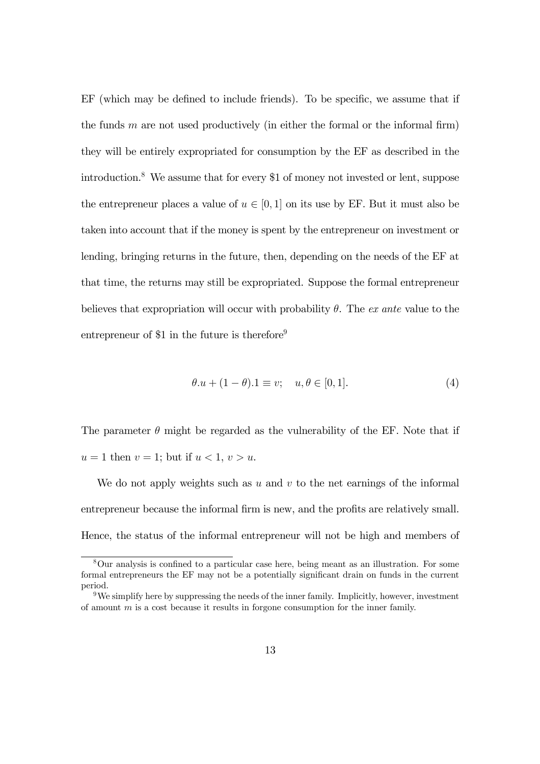EF (which may be defined to include friends). To be specific, we assume that if the funds $m$ are not used productively (in either the formal or the informal firm) they will be entirely expropriated for consumption by the EF as described in the introduction.[8] We assume that for every \$1 of money not invested or lent, suppose the entrepreneur places a value of $u \in [0, 1]$ on its use by EF. But it must also be taken into account that if the money is spent by the entrepreneur on investment or lending, bringing returns in the future, then, depending on the needs of the EF at that time, the returns may still be expropriated. Suppose the formal entrepreneur believes that expropriation will occur with probability $\theta$. The *ex ante* value to the entrepreneur of \$1 in the future is therefore[9]

$$\theta.u + (1 - \theta).1 \equiv v; \quad u, \theta \in [0, 1]. \tag{4}$$

The parameter $\theta$ might be regarded as the vulnerability of the EF. Note that if $u = 1$ then $v = 1$; but if $u < 1$, $v > u$.

We do not apply weights such as $u$ and $v$ to the net earnings of the informal entrepreneur because the informal firm is new, and the profits are relatively small. Hence, the status of the informal entrepreneur will not be high and members of

[8] Our analysis is confined to a particular case here, being meant as an illustration. For some formal entrepreneurs the EF may not be a potentially significant drain on funds in the current period.

[9] We simplify here by suppressing the needs of the inner family. Implicitly, however, investment of amount $m$ is a cost because it results in forgone consumption for the inner family.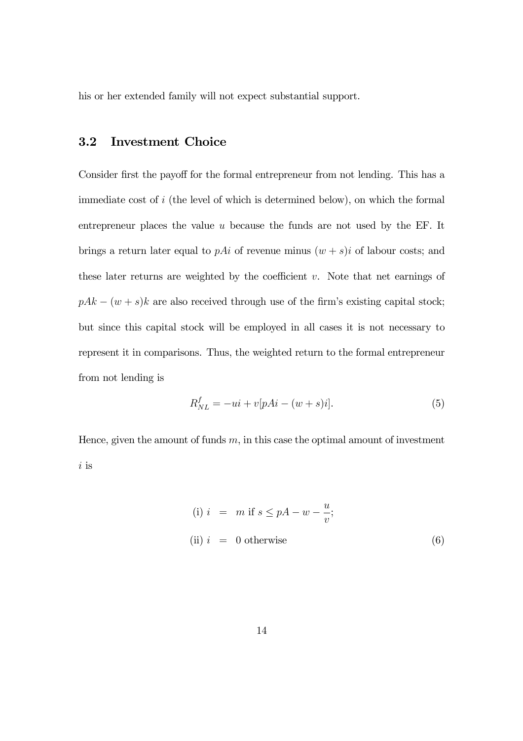his or her extended family will not expect substantial support.

### 3.2 Investment Choice

Consider first the payoff for the formal entrepreneur from not lending. This has a immediate cost of $i$ (the level of which is determined below), on which the formal entrepreneur places the value $u$ because the funds are not used by the EF. It brings a return later equal to $pAi$ of revenue minus $(w+s)i$ of labour costs; and these later returns are weighted by the coefficient $v$. Note that net earnings of $pAk - (w+s)k$ are also received through use of the firm's existing capital stock; but since this capital stock will be employed in all cases it is not necessary to represent it in comparisons. Thus, the weighted return to the formal entrepreneur from not lending is

$$R^f_{NL} = -ui + v[pAi - (w+s)i]. \tag{5}$$

Hence, given the amount of funds $m$, in this case the optimal amount of investment $i$ is

$$\begin{aligned} \text{(i) } i &= m \text{ if } s \leq pA - w - \frac{u}{v}; \\ \text{(ii) } i &= 0 \text{ otherwise} \end{aligned} \tag{6}$$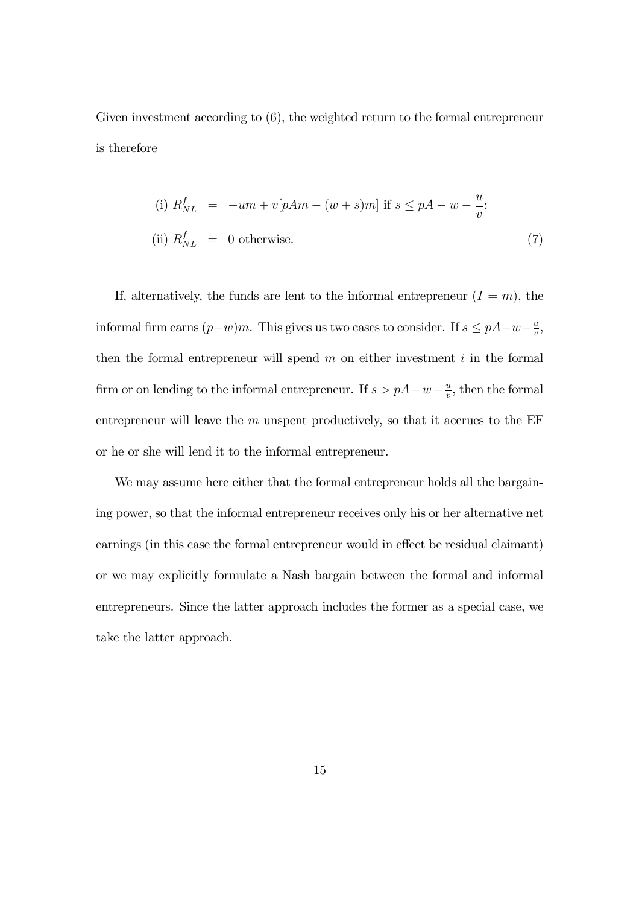Given investment according to (6), the weighted return to the formal entrepreneur is therefore

$$
\begin{aligned}
\text{(i) } R_{NL}^{f} &= -um + v[pAm - (w+s)m] \text{ if } s \leq pA - w - \frac{u}{v}; \\
\text{(ii) } R_{NL}^{f} &= 0 \text{ otherwise.}
\end{aligned}
\tag{7}
$$

If, alternatively, the funds are lent to the informal entrepreneur ($I = m$), the informal firm earns $(p-w)m$. This gives us two cases to consider. If $s \leq pA-w-\frac{u}{v}$, then the formal entrepreneur will spend $m$ on either investment $i$ in the formal firm or on lending to the informal entrepreneur. If $s > pA-w-\frac{u}{v}$, then the formal entrepreneur will leave the $m$ unspent productively, so that it accrues to the EF or he or she will lend it to the informal entrepreneur.

We may assume here either that the formal entrepreneur holds all the bargaining power, so that the informal entrepreneur receives only his or her alternative net earnings (in this case the formal entrepreneur would in effect be residual claimant) or we may explicitly formulate a Nash bargain between the formal and informal entrepreneurs. Since the latter approach includes the former as a special case, we take the latter approach.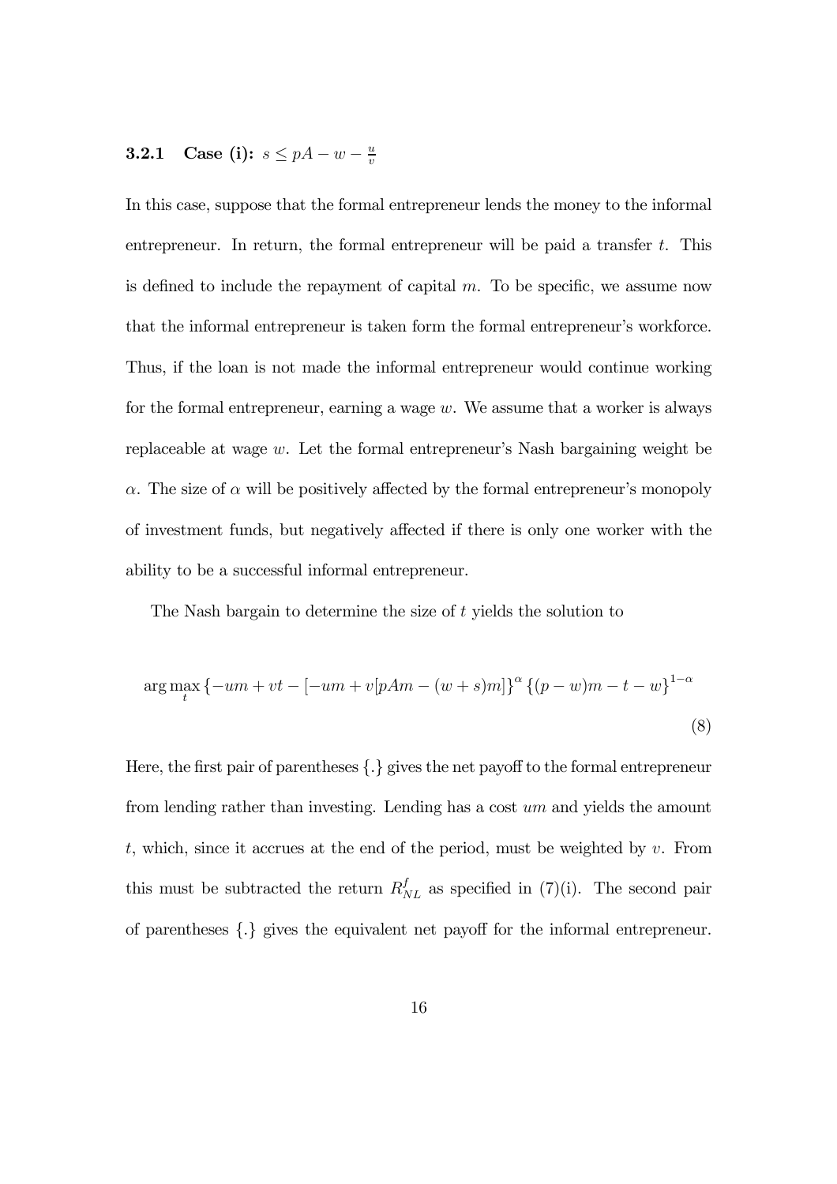### 3.2.1 Case (i): $s \leq pA - w - \frac{u}{v}$

In this case, suppose that the formal entrepreneur lends the money to the informal entrepreneur. In return, the formal entrepreneur will be paid a transfer $t$. This is defined to include the repayment of capital $m$. To be specific, we assume now that the informal entrepreneur is taken form the formal entrepreneur's workforce. Thus, if the loan is not made the informal entrepreneur would continue working for the formal entrepreneur, earning a wage $w$. We assume that a worker is always replaceable at wage $w$. Let the formal entrepreneur's Nash bargaining weight be $\alpha$. The size of $\alpha$ will be positively affected by the formal entrepreneur's monopoly of investment funds, but negatively affected if there is only one worker with the ability to be a successful informal entrepreneur.

The Nash bargain to determine the size of $t$ yields the solution to

$$\arg\max_{t} \{-um + vt - [-um + v[pAm - (w+s)m]\}^{\alpha} \{(p-w)m - t - w\}^{1-\alpha} \tag{8}$$

Here, the first pair of parentheses $\{.\}$ gives the net payoff to the formal entrepreneur from lending rather than investing. Lending has a cost $um$ and yields the amount $t$, which, since it accrues at the end of the period, must be weighted by $v$. From this must be subtracted the return $R^{f}_{NL}$ as specified in (7)(i). The second pair of parentheses $\{.\}$ gives the equivalent net payoff for the informal entrepreneur.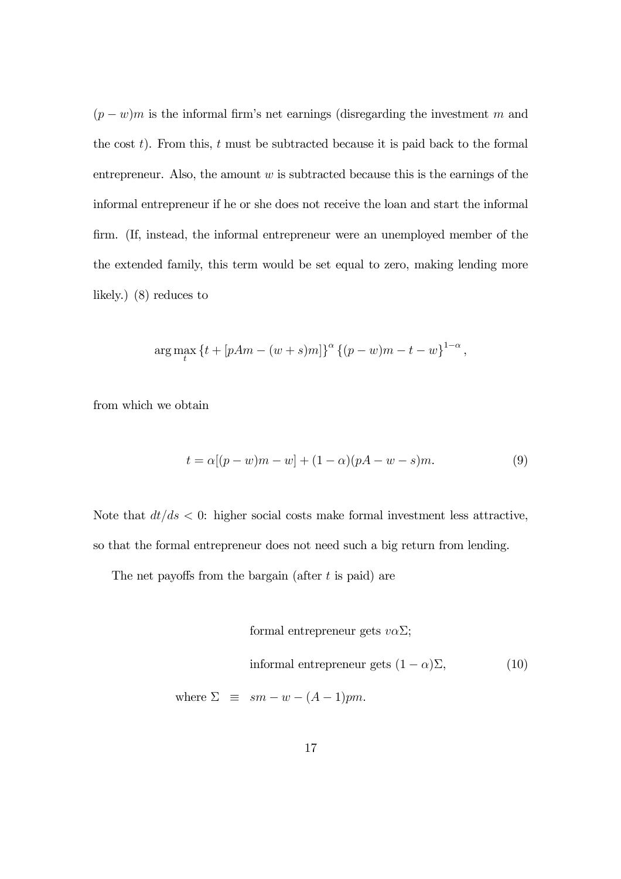$(p - w)m$ is the informal firm's net earnings (disregarding the investment $m$ and the cost $t$). From this, $t$ must be subtracted because it is paid back to the formal entrepreneur. Also, the amount $w$ is subtracted because this is the earnings of the informal entrepreneur if he or she does not receive the loan and start the informal firm. (If, instead, the informal entrepreneur were an unemployed member of the the extended family, this term would be set equal to zero, making lending more likely.) (8) reduces to

$$\arg\max_{t} \{t + [pAm - (w + s)m]\}^{\alpha} \{(p - w)m - t - w\}^{1-\alpha},$$

from which we obtain

$$t = \alpha[(p - w)m - w] + (1 - \alpha)(pA - w - s)m. \tag{9}$$

Note that $dt/ds < 0$: higher social costs make formal investment less attractive, so that the formal entrepreneur does not need such a big return from lending.

The net payoffs from the bargain (after $t$ is paid) are

$$\begin{aligned} &\text{formal entrepreneur gets } v\alpha\Sigma; \\ &\text{informal entrepreneur gets } (1 - \alpha)\Sigma, \\ \text{where } \Sigma \ &\equiv \ sm - w - (A - 1)pm. \end{aligned} \tag{10}$$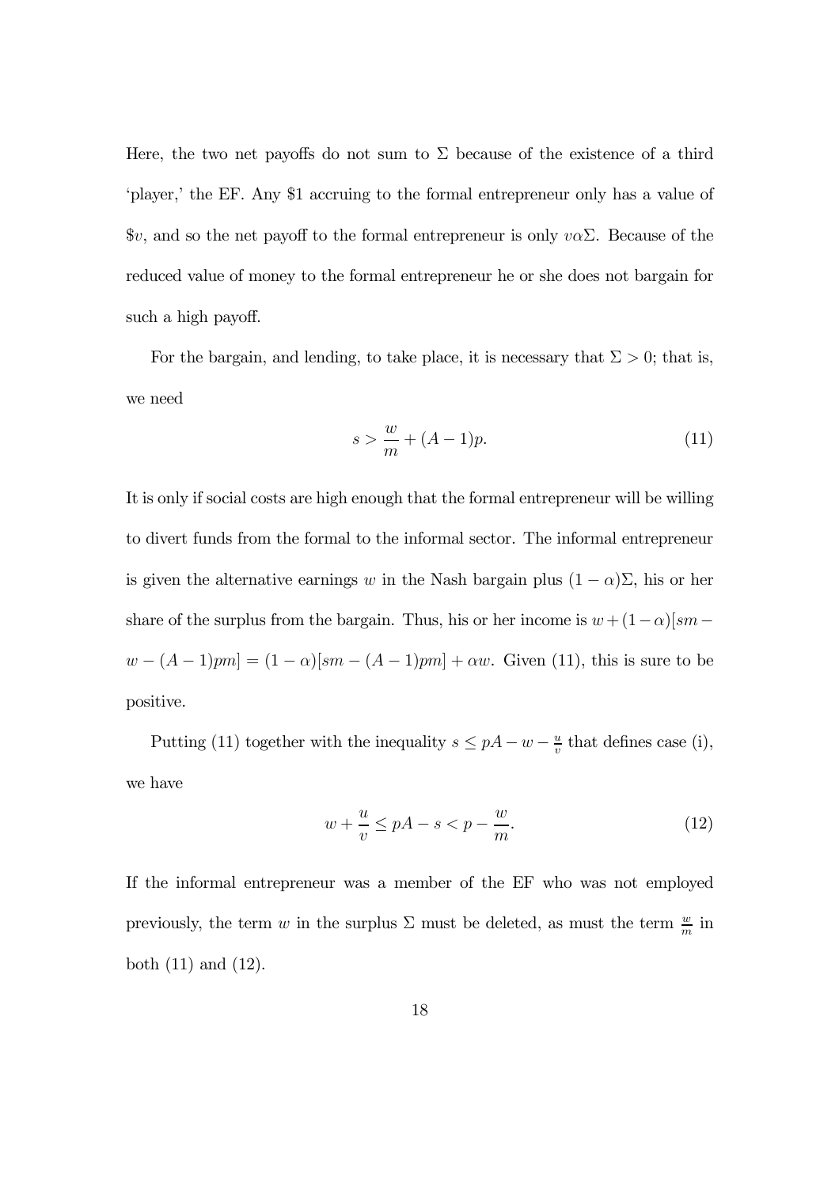Here, the two net payoffs do not sum to $\Sigma$ because of the existence of a third 'player,' the EF. Any \$1 accruing to the formal entrepreneur only has a value of \$$v$, and so the net payoff to the formal entrepreneur is only $v\alpha\Sigma$. Because of the reduced value of money to the formal entrepreneur he or she does not bargain for such a high payoff.

For the bargain, and lending, to take place, it is necessary that $\Sigma > 0$; that is, we need

$$s > \frac{w}{m} + (A-1)p. \tag{11}$$

It is only if social costs are high enough that the formal entrepreneur will be willing to divert funds from the formal to the informal sector. The informal entrepreneur is given the alternative earnings $w$ in the Nash bargain plus $(1-\alpha)\Sigma$, his or her share of the surplus from the bargain. Thus, his or her income is $w + (1-\alpha)[sm - w - (A-1)pm] = (1-\alpha)[sm - (A-1)pm] + \alpha w$. Given (11), this is sure to be positive.

Putting (11) together with the inequality $s \leq pA - w - \frac{u}{v}$ that defines case (i), we have

$$w + \frac{u}{v} \leq pA - s < p - \frac{w}{m}. \tag{12}$$

If the informal entrepreneur was a member of the EF who was not employed previously, the term $w$ in the surplus $\Sigma$ must be deleted, as must the term $\frac{w}{m}$ in both (11) and (12).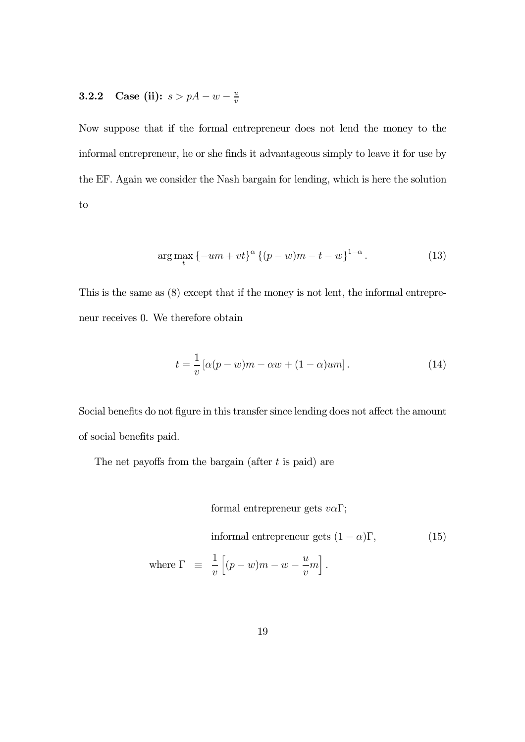### 3.2.2 Case (ii): $s > pA - w - \frac{u}{v}$

Now suppose that if the formal entrepreneur does not lend the money to the informal entrepreneur, he or she finds it advantageous simply to leave it for use by the EF. Again we consider the Nash bargain for lending, which is here the solution to

$$\arg\max_{t} \{-um + vt\}^{\alpha} \{(p-w)m - t - w\}^{1-\alpha}. \tag{13}$$

This is the same as (8) except that if the money is not lent, the informal entrepreneur receives 0. We therefore obtain

$$t = \frac{1}{v} \left[ \alpha(p-w)m - \alpha w + (1-\alpha)um \right]. \tag{14}$$

Social benefits do not figure in this transfer since lending does not affect the amount of social benefits paid.

The net payoffs from the bargain (after $t$ is paid) are

$$\begin{aligned} &\text{formal entrepreneur gets } v\alpha\Gamma; \\ &\text{informal entrepreneur gets } (1-\alpha)\Gamma, \\ \text{where } \Gamma \;&\equiv\; \frac{1}{v}\left[(p-w)m - w - \frac{u}{v}m\right]. \end{aligned} \tag{15}$$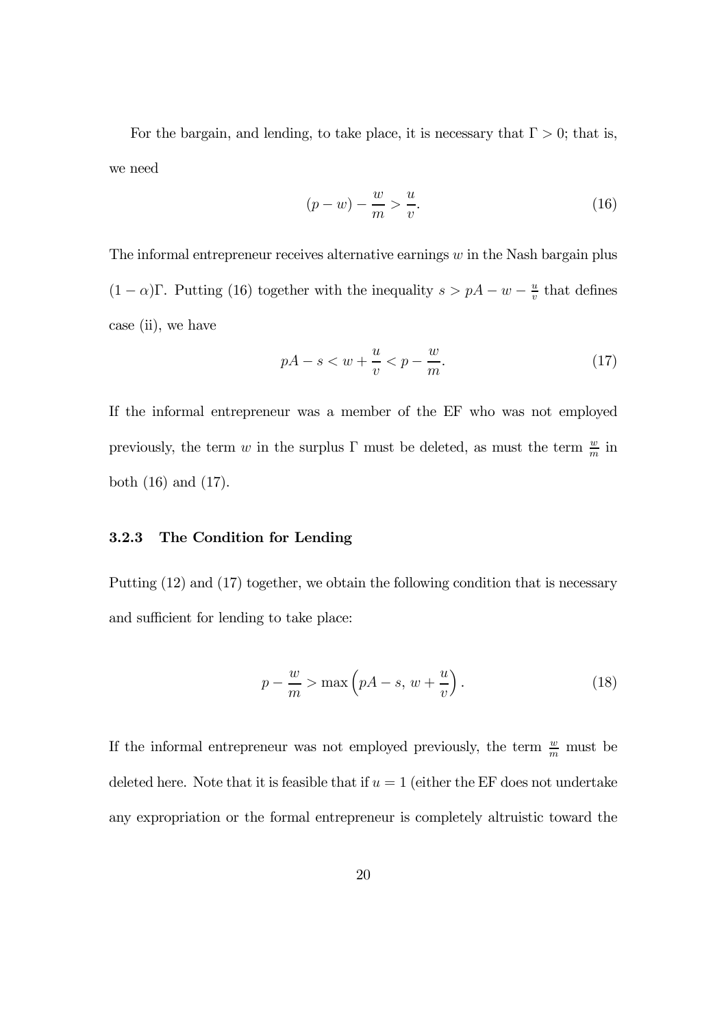For the bargain, and lending, to take place, it is necessary that $\Gamma > 0$; that is, we need

$$(p - w) - \frac{w}{m} > \frac{u}{v}. \tag{16}$$

The informal entrepreneur receives alternative earnings $w$ in the Nash bargain plus $(1 - \alpha)\Gamma$. Putting (16) together with the inequality $s > pA - w - \frac{u}{v}$ that defines case (ii), we have

$$pA - s < w + \frac{u}{v} < p - \frac{w}{m}. \tag{17}$$

If the informal entrepreneur was a member of the EF who was not employed previously, the term $w$ in the surplus $\Gamma$ must be deleted, as must the term $\frac{w}{m}$ in both (16) and (17).

### 3.2.3 The Condition for Lending

Putting (12) and (17) together, we obtain the following condition that is necessary and sufficient for lending to take place:

$$p - \frac{w}{m} > \max\left(pA - s,\, w + \frac{u}{v}\right). \tag{18}$$

If the informal entrepreneur was not employed previously, the term $\frac{w}{m}$ must be deleted here. Note that it is feasible that if $u = 1$ (either the EF does not undertake any expropriation or the formal entrepreneur is completely altruistic toward the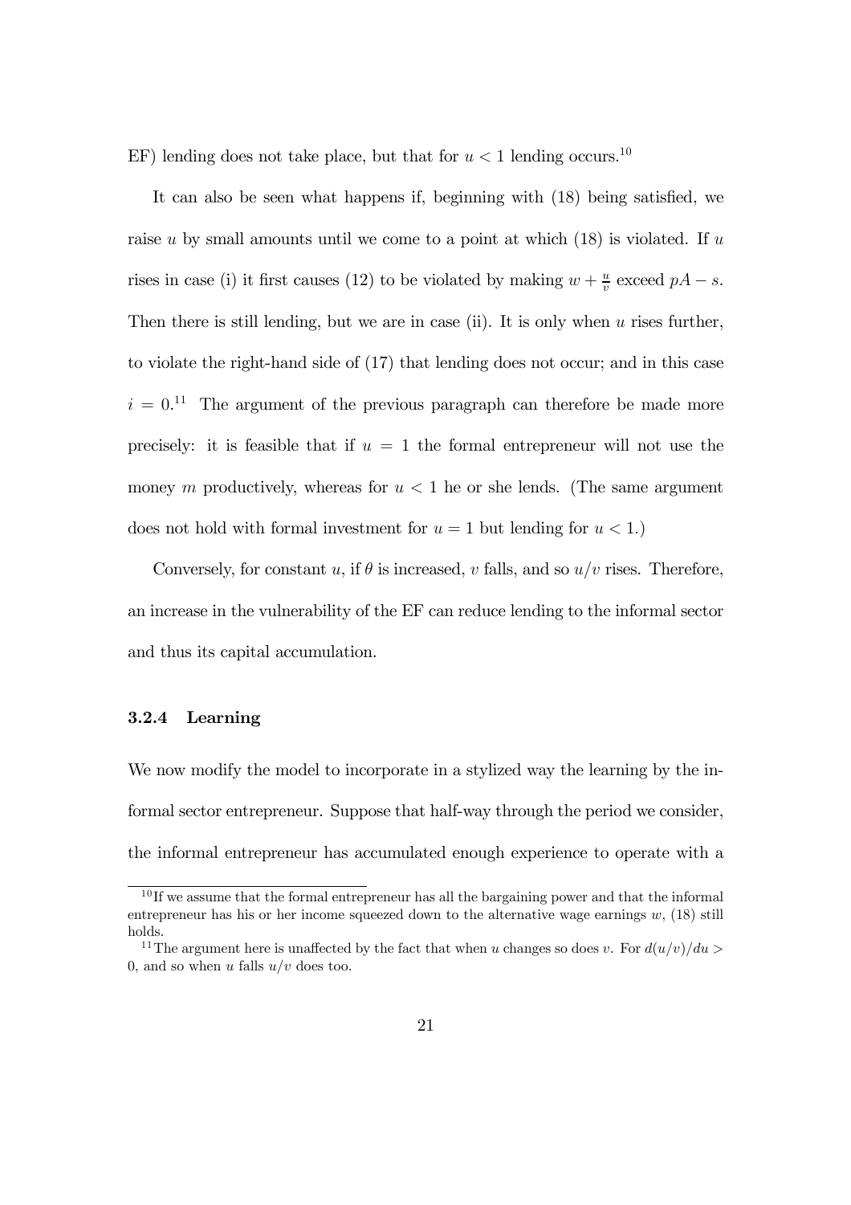EF) lending does not take place, but that for $u < 1$ lending occurs.[10]

It can also be seen what happens if, beginning with (18) being satisfied, we raise $u$ by small amounts until we come to a point at which (18) is violated. If $u$ rises in case (i) it first causes (12) to be violated by making $w + \frac{u}{v}$ exceed $pA - s$. Then there is still lending, but we are in case (ii). It is only when $u$ rises further, to violate the right-hand side of (17) that lending does not occur; and in this case $i = 0$.[11] The argument of the previous paragraph can therefore be made more precisely: it is feasible that if $u = 1$ the formal entrepreneur will not use the money $m$ productively, whereas for $u < 1$ he or she lends. (The same argument does not hold with formal investment for $u = 1$ but lending for $u < 1$.)

Conversely, for constant $u$, if $\theta$ is increased, $v$ falls, and so $u/v$ rises. Therefore, an increase in the vulnerability of the EF can reduce lending to the informal sector and thus its capital accumulation.

### 3.2.4 Learning

We now modify the model to incorporate in a stylized way the learning by the informal sector entrepreneur. Suppose that half-way through the period we consider, the informal entrepreneur has accumulated enough experience to operate with a

---

[10] If we assume that the formal entrepreneur has all the bargaining power and that the informal entrepreneur has his or her income squeezed down to the alternative wage earnings $w$, (18) still holds.

[11] The argument here is unaffected by the fact that when $u$ changes so does $v$. For $d(u/v)/du > 0$, and so when $u$ falls $u/v$ does too.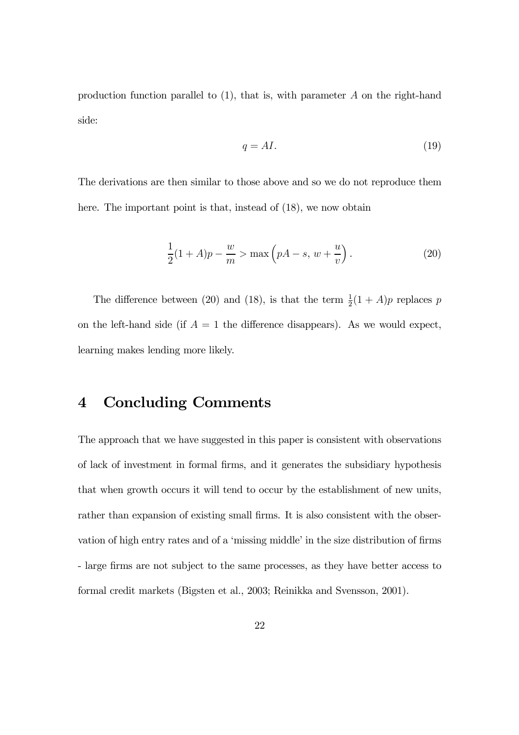production function parallel to (1), that is, with parameter $A$ on the right-hand side:

$$q = AI. \tag{19}$$

The derivations are then similar to those above and so we do not reproduce them here. The important point is that, instead of (18), we now obtain

$$\frac{1}{2}(1+A)p - \frac{w}{m} > \max\left(pA - s,\, w + \frac{u}{v}\right). \tag{20}$$

The difference between (20) and (18), is that the term $\frac{1}{2}(1+A)p$ replaces $p$ on the left-hand side (if $A = 1$ the difference disappears). As we would expect, learning makes lending more likely.

# 4 Concluding Comments

The approach that we have suggested in this paper is consistent with observations of lack of investment in formal firms, and it generates the subsidiary hypothesis that when growth occurs it will tend to occur by the establishment of new units, rather than expansion of existing small firms. It is also consistent with the observation of high entry rates and of a 'missing middle' in the size distribution of firms - large firms are not subject to the same processes, as they have better access to formal credit markets (Bigsten et al., 2003; Reinikka and Svensson, 2001).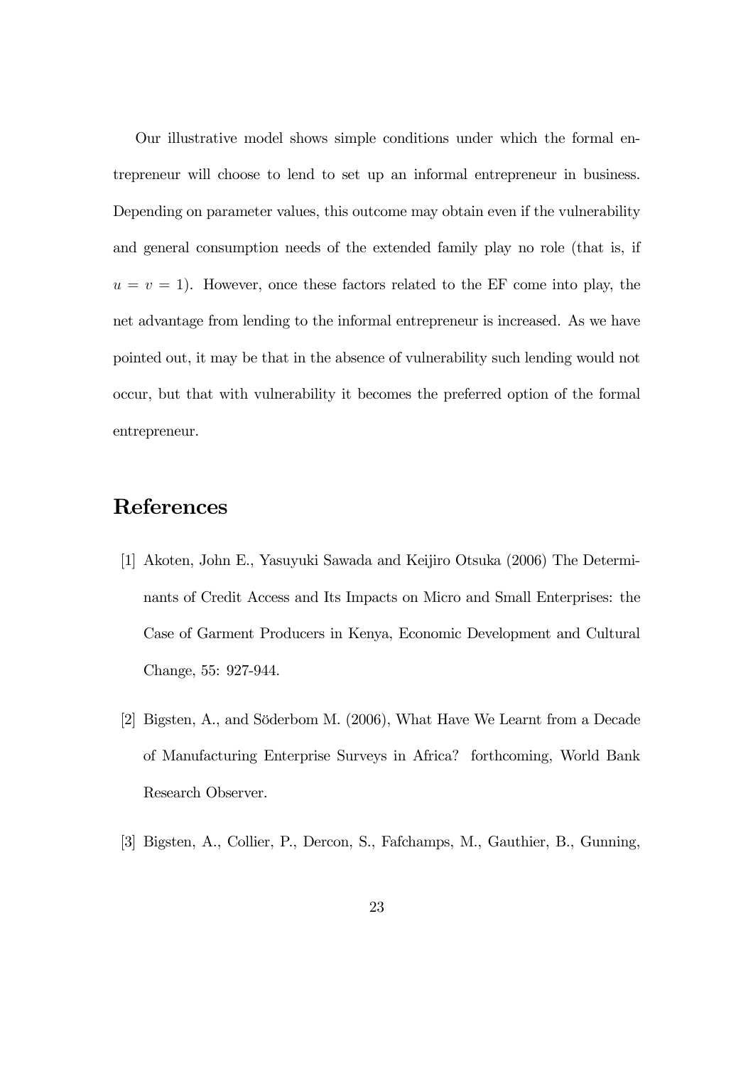Our illustrative model shows simple conditions under which the formal entrepreneur will choose to lend to set up an informal entrepreneur in business. Depending on parameter values, this outcome may obtain even if the vulnerability and general consumption needs of the extended family play no role (that is, if $u = v = 1$). However, once these factors related to the EF come into play, the net advantage from lending to the informal entrepreneur is increased. As we have pointed out, it may be that in the absence of vulnerability such lending would not occur, but that with vulnerability it becomes the preferred option of the formal entrepreneur.

# References

[1] Akoten, John E., Yasuyuki Sawada and Keijiro Otsuka (2006) The Determinants of Credit Access and Its Impacts on Micro and Small Enterprises: the Case of Garment Producers in Kenya, Economic Development and Cultural Change, 55: 927-944.

[2] Bigsten, A., and Söderbom M. (2006), What Have We Learnt from a Decade of Manufacturing Enterprise Surveys in Africa? forthcoming, World Bank Research Observer.

[3] Bigsten, A., Collier, P., Dercon, S., Fafchamps, M., Gauthier, B., Gunning,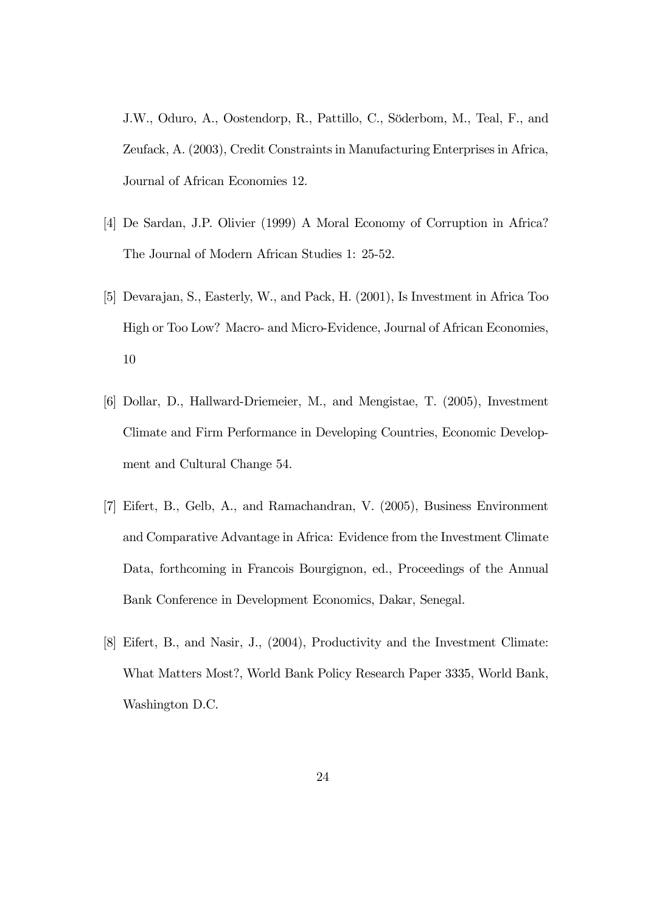J.W., Oduro, A., Oostendorp, R., Pattillo, C., Söderbom, M., Teal, F., and Zeufack, A. (2003), Credit Constraints in Manufacturing Enterprises in Africa, Journal of African Economies 12.

[4] De Sardan, J.P. Olivier (1999) A Moral Economy of Corruption in Africa? The Journal of Modern African Studies 1: 25-52.

[5] Devarajan, S., Easterly, W., and Pack, H. (2001), Is Investment in Africa Too High or Too Low? Macro- and Micro-Evidence, Journal of African Economies, 10

[6] Dollar, D., Hallward-Driemeier, M., and Mengistae, T. (2005), Investment Climate and Firm Performance in Developing Countries, Economic Development and Cultural Change 54.

[7] Eifert, B., Gelb, A., and Ramachandran, V. (2005), Business Environment and Comparative Advantage in Africa: Evidence from the Investment Climate Data, forthcoming in Francois Bourgignon, ed., Proceedings of the Annual Bank Conference in Development Economics, Dakar, Senegal.

[8] Eifert, B., and Nasir, J., (2004), Productivity and the Investment Climate: What Matters Most?, World Bank Policy Research Paper 3335, World Bank, Washington D.C.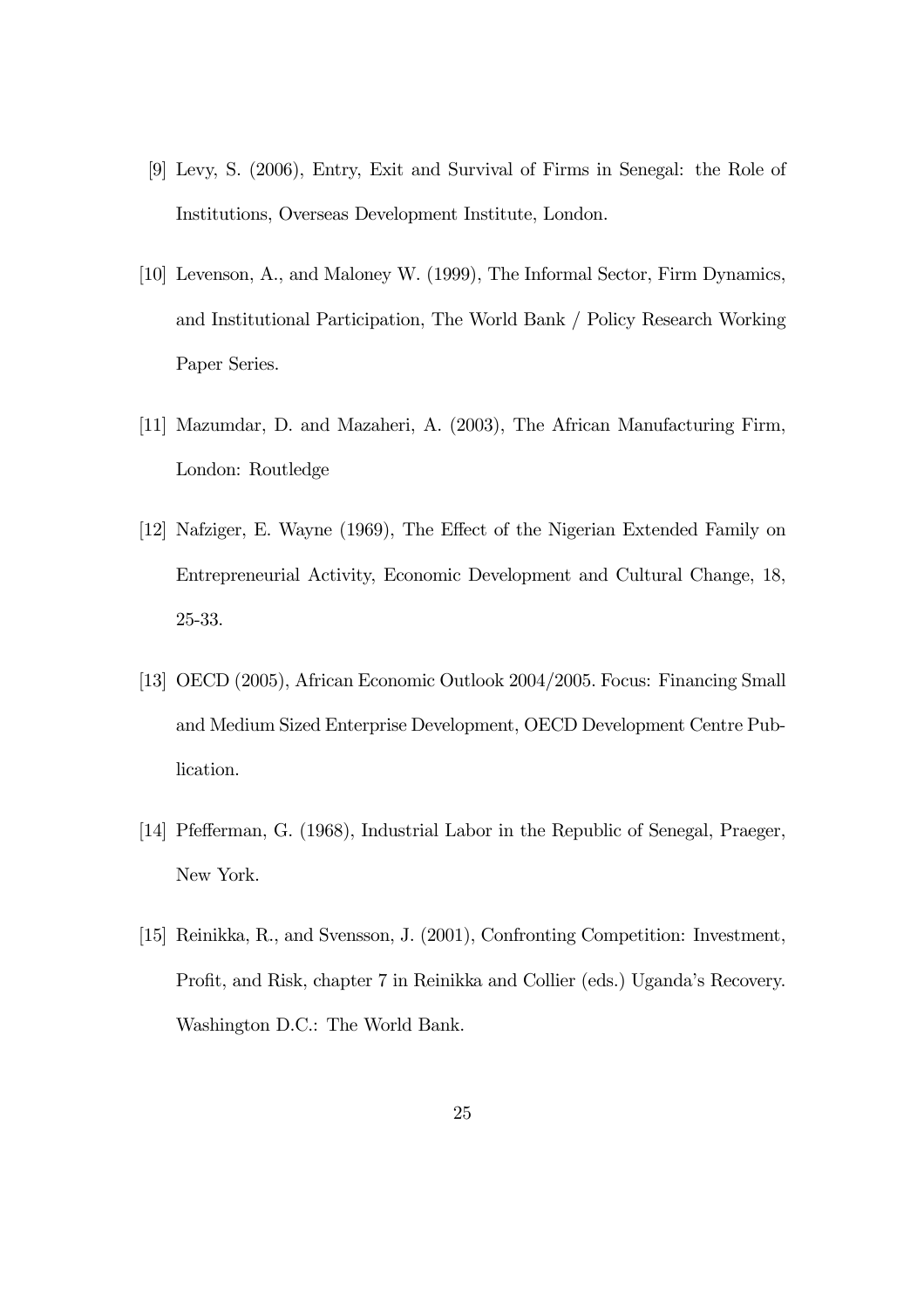[9] Levy, S. (2006), Entry, Exit and Survival of Firms in Senegal: the Role of Institutions, Overseas Development Institute, London.

[10] Levenson, A., and Maloney W. (1999), The Informal Sector, Firm Dynamics, and Institutional Participation, The World Bank / Policy Research Working Paper Series.

[11] Mazumdar, D. and Mazaheri, A. (2003), The African Manufacturing Firm, London: Routledge

[12] Nafziger, E. Wayne (1969), The Effect of the Nigerian Extended Family on Entrepreneurial Activity, Economic Development and Cultural Change, 18, 25-33.

[13] OECD (2005), African Economic Outlook 2004/2005. Focus: Financing Small and Medium Sized Enterprise Development, OECD Development Centre Publication.

[14] Pfefferman, G. (1968), Industrial Labor in the Republic of Senegal, Praeger, New York.

[15] Reinikka, R., and Svensson, J. (2001), Confronting Competition: Investment, Profit, and Risk, chapter 7 in Reinikka and Collier (eds.) Uganda's Recovery. Washington D.C.: The World Bank.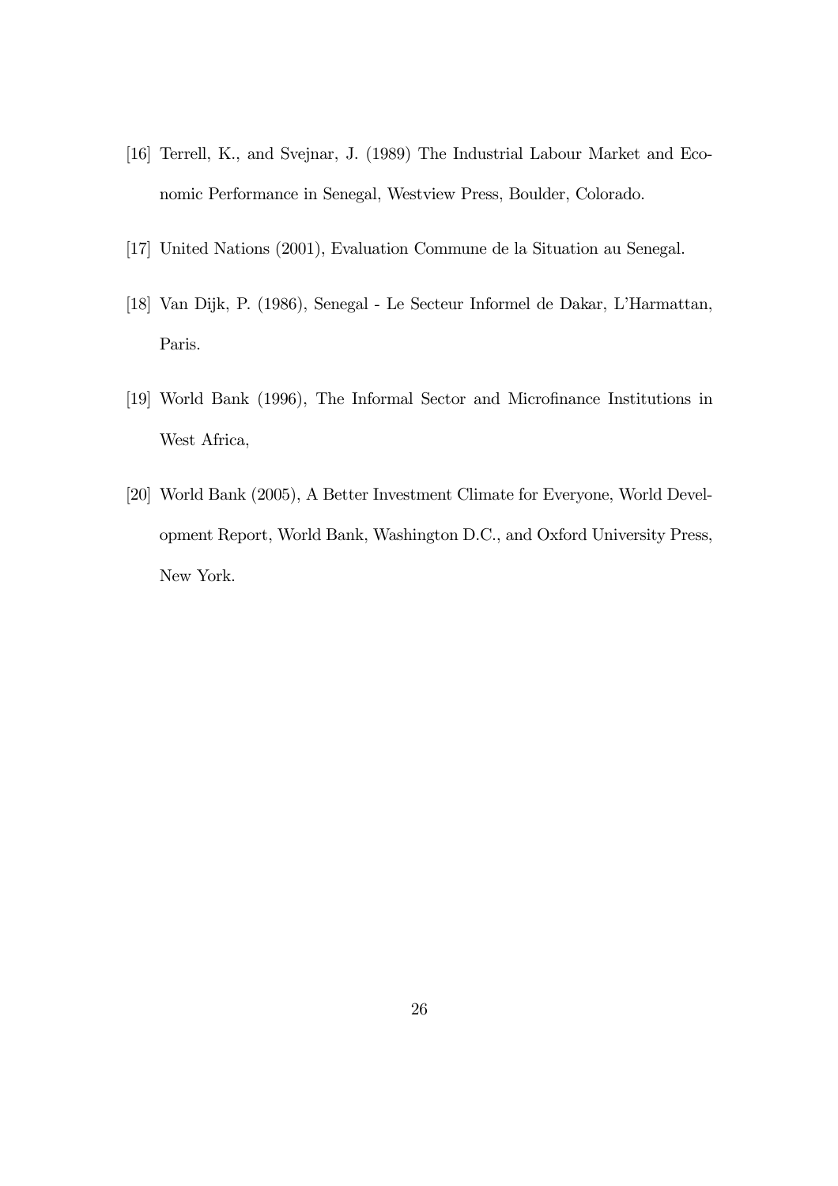[16] Terrell, K., and Svejnar, J. (1989) The Industrial Labour Market and Economic Performance in Senegal, Westview Press, Boulder, Colorado.

[17] United Nations (2001), Evaluation Commune de la Situation au Senegal.

[18] Van Dijk, P. (1986), Senegal - Le Secteur Informel de Dakar, L'Harmattan, Paris.

[19] World Bank (1996), The Informal Sector and Microfinance Institutions in West Africa,

[20] World Bank (2005), A Better Investment Climate for Everyone, World Development Report, World Bank, Washington D.C., and Oxford University Press, New York.